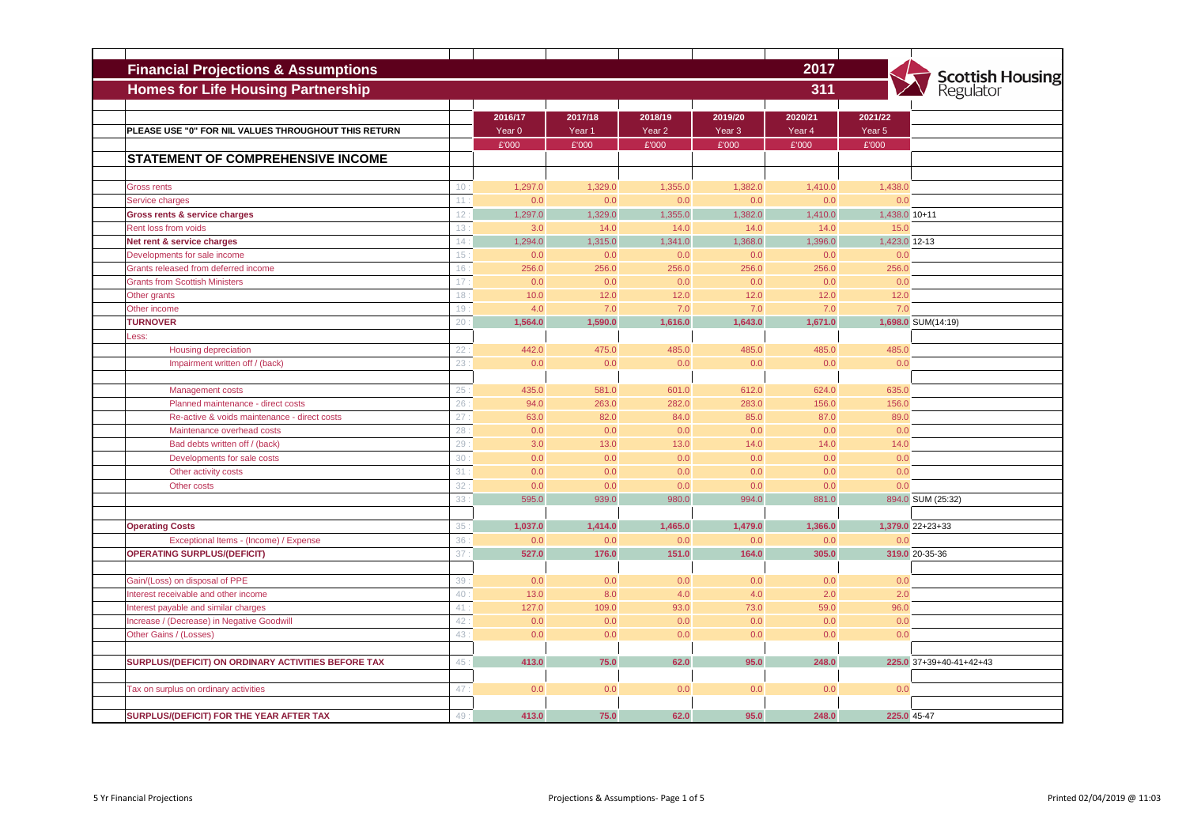# Financial Projections & Assumptions

## Homes for Life Housing Partnership

2017

311

Scottish Housing Regulator

| | | 2016/17 | 2017/18 | 2018/19 | 2019/20 | 2020/21 | 2021/22 | |
|---|---|---|---|---|---|---|---|---|
| PLEASE USE "0" FOR NIL VALUES THROUGHOUT THIS RETURN | | Year 0 | Year 1 | Year 2 | Year 3 | Year 4 | Year 5 | |
| | | £'000 | £'000 | £'000 | £'000 | £'000 | £'000 | |
| **STATEMENT OF COMPREHENSIVE INCOME** | | | | | | | | |
| Gross rents | 10 | 1,297.0 | 1,329.0 | 1,355.0 | 1,382.0 | 1,410.0 | 1,438.0 | |
| Service charges | 11 | 0.0 | 0.0 | 0.0 | 0.0 | 0.0 | 0.0 | |
| **Gross rents & service charges** | 12 | 1,297.0 | 1,329.0 | 1,355.0 | 1,382.0 | 1,410.0 | 1,438.0 | 10+11 |
| Rent loss from voids | 13 | 3.0 | 14.0 | 14.0 | 14.0 | 14.0 | 15.0 | |
| **Net rent & service charges** | 14 | 1,294.0 | 1,315.0 | 1,341.0 | 1,368.0 | 1,396.0 | 1,423.0 | 12-13 |
| Developments for sale income | 15 | 0.0 | 0.0 | 0.0 | 0.0 | 0.0 | 0.0 | |
| Grants released from deferred income | 16 | 256.0 | 256.0 | 256.0 | 256.0 | 256.0 | 256.0 | |
| Grants from Scottish Ministers | 17 | 0.0 | 0.0 | 0.0 | 0.0 | 0.0 | 0.0 | |
| Other grants | 18 | 10.0 | 12.0 | 12.0 | 12.0 | 12.0 | 12.0 | |
| Other income | 19 | 4.0 | 7.0 | 7.0 | 7.0 | 7.0 | 7.0 | |
| **TURNOVER** | 20 | **1,564.0** | **1,590.0** | **1,616.0** | **1,643.0** | **1,671.0** | **1,698.0** | SUM(14:19) |
| Less: | | | | | | | | |
| Housing depreciation | 22 | 442.0 | 475.0 | 485.0 | 485.0 | 485.0 | 485.0 | |
| Impairment written off / (back) | 23 | 0.0 | 0.0 | 0.0 | 0.0 | 0.0 | 0.0 | |
| Management costs | 25 | 435.0 | 581.0 | 601.0 | 612.0 | 624.0 | 635.0 | |
| Planned maintenance - direct costs | 26 | 94.0 | 263.0 | 282.0 | 283.0 | 156.0 | 156.0 | |
| Re-active & voids maintenance - direct costs | 27 | 63.0 | 82.0 | 84.0 | 85.0 | 87.0 | 89.0 | |
| Maintenance overhead costs | 28 | 0.0 | 0.0 | 0.0 | 0.0 | 0.0 | 0.0 | |
| Bad debts written off / (back) | 29 | 3.0 | 13.0 | 13.0 | 14.0 | 14.0 | 14.0 | |
| Developments for sale costs | 30 | 0.0 | 0.0 | 0.0 | 0.0 | 0.0 | 0.0 | |
| Other activity costs | 31 | 0.0 | 0.0 | 0.0 | 0.0 | 0.0 | 0.0 | |
| Other costs | 32 | 0.0 | 0.0 | 0.0 | 0.0 | 0.0 | 0.0 | |
| | 33 | 595.0 | 939.0 | 980.0 | 994.0 | 881.0 | 894.0 | SUM (25:32) |
| **Operating Costs** | 35 | **1,037.0** | **1,414.0** | **1,465.0** | **1,479.0** | **1,366.0** | **1,379.0** | 22+23+33 |
| Exceptional Items - (Income) / Expense | 36 | 0.0 | 0.0 | 0.0 | 0.0 | 0.0 | 0.0 | |
| **OPERATING SURPLUS/(DEFICIT)** | 37 | **527.0** | **176.0** | **151.0** | **164.0** | **305.0** | **319.0** | 20-35-36 |
| Gain/(Loss) on disposal of PPE | 39 | 0.0 | 0.0 | 0.0 | 0.0 | 0.0 | 0.0 | |
| Interest receivable and other income | 40 | 13.0 | 8.0 | 4.0 | 4.0 | 2.0 | 2.0 | |
| Interest payable and similar charges | 41 | 127.0 | 109.0 | 93.0 | 73.0 | 59.0 | 96.0 | |
| Increase / (Decrease) in Negative Goodwill | 42 | 0.0 | 0.0 | 0.0 | 0.0 | 0.0 | 0.0 | |
| Other Gains / (Losses) | 43 | 0.0 | 0.0 | 0.0 | 0.0 | 0.0 | 0.0 | |
| **SURPLUS/(DEFICIT) ON ORDINARY ACTIVITIES BEFORE TAX** | 45 | **413.0** | **75.0** | **62.0** | **95.0** | **248.0** | **225.0** | 37+39+40-41+42+43 |
| Tax on surplus on ordinary activities | 47 | 0.0 | 0.0 | 0.0 | 0.0 | 0.0 | 0.0 | |
| **SURPLUS/(DEFICIT) FOR THE YEAR AFTER TAX** | 49 | **413.0** | **75.0** | **62.0** | **95.0** | **248.0** | **225.0** | 45-47 |

5 Yr Financial Projections

Printed 02/04/2019 @ 11:03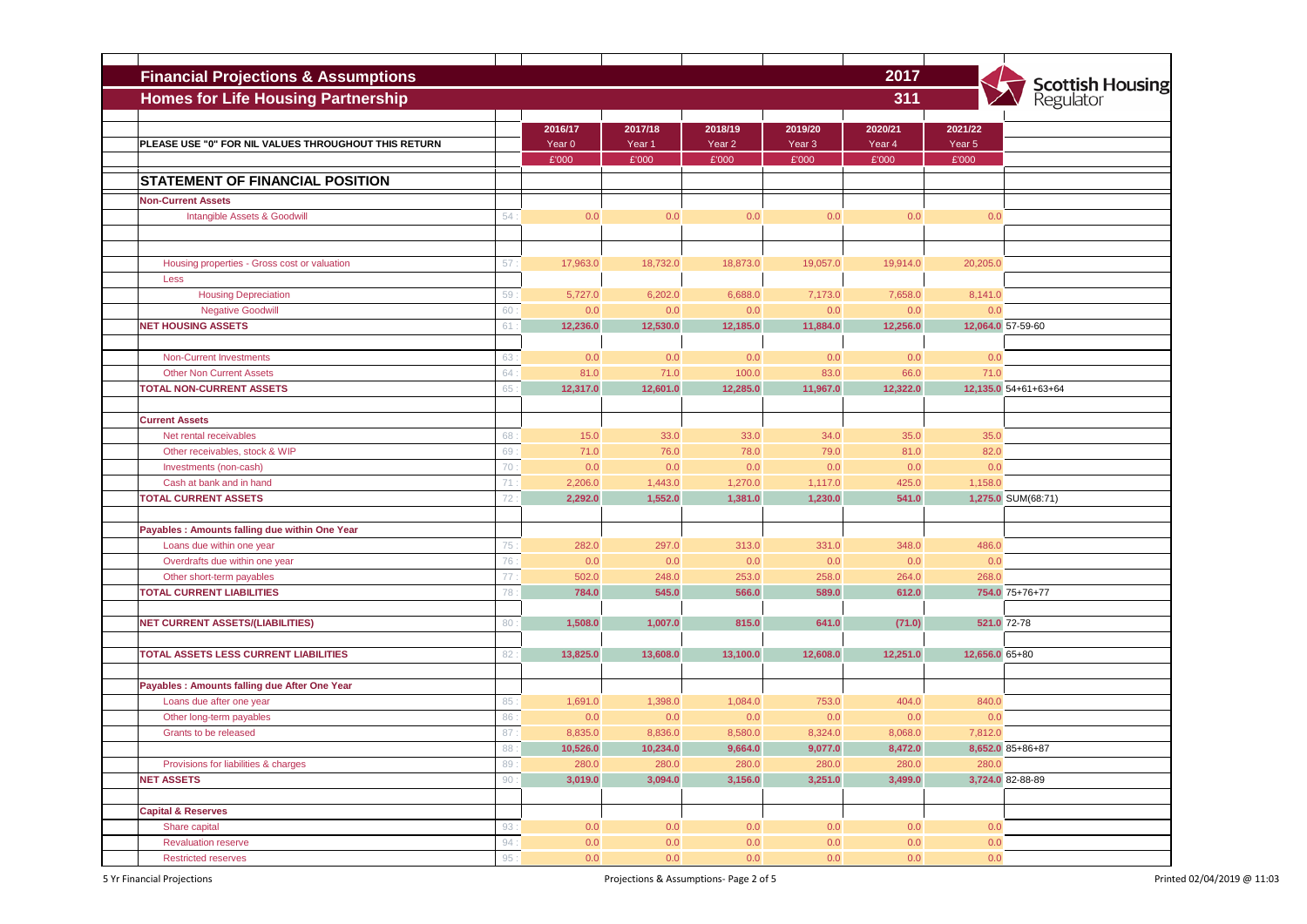# Financial Projections & Assumptions

## Homes for Life Housing Partnership

2017

311

Scottish Housing Regulator

| | | 2016/17 | 2017/18 | 2018/19 | 2019/20 | 2020/21 | 2021/22 | |
|---|---|---|---|---|---|---|---|---|
| **PLEASE USE "0" FOR NIL VALUES THROUGHOUT THIS RETURN** | | Year 0 | Year 1 | Year 2 | Year 3 | Year 4 | Year 5 | |
| | | £'000 | £'000 | £'000 | £'000 | £'000 | £'000 | |
| **STATEMENT OF FINANCIAL POSITION** | | | | | | | | |
| **Non-Current Assets** | | | | | | | | |
| Intangible Assets & Goodwill | 54 | 0.0 | 0.0 | 0.0 | 0.0 | 0.0 | 0.0 | |
| Housing properties - Gross cost or valuation | 57 | 17,963.0 | 18,732.0 | 18,873.0 | 19,057.0 | 19,914.0 | 20,205.0 | |
| Less | | | | | | | | |
| Housing Depreciation | 59 | 5,727.0 | 6,202.0 | 6,688.0 | 7,173.0 | 7,658.0 | 8,141.0 | |
| Negative Goodwill | 60 | 0.0 | 0.0 | 0.0 | 0.0 | 0.0 | 0.0 | |
| **NET HOUSING ASSETS** | 61 | **12,236.0** | **12,530.0** | **12,185.0** | **11,884.0** | **12,256.0** | **12,064.0** | 57-59-60 |
| Non-Current Investments | 63 | 0.0 | 0.0 | 0.0 | 0.0 | 0.0 | 0.0 | |
| Other Non Current Assets | 64 | 81.0 | 71.0 | 100.0 | 83.0 | 66.0 | 71.0 | |
| **TOTAL NON-CURRENT ASSETS** | 65 | **12,317.0** | **12,601.0** | **12,285.0** | **11,967.0** | **12,322.0** | **12,135.0** | 54+61+63+64 |
| **Current Assets** | | | | | | | | |
| Net rental receivables | 68 | 15.0 | 33.0 | 33.0 | 34.0 | 35.0 | 35.0 | |
| Other receivables, stock & WIP | 69 | 71.0 | 76.0 | 78.0 | 79.0 | 81.0 | 82.0 | |
| Investments (non-cash) | 70 | 0.0 | 0.0 | 0.0 | 0.0 | 0.0 | 0.0 | |
| Cash at bank and in hand | 71 | 2,206.0 | 1,443.0 | 1,270.0 | 1,117.0 | 425.0 | 1,158.0 | |
| **TOTAL CURRENT ASSETS** | 72 | **2,292.0** | **1,552.0** | **1,381.0** | **1,230.0** | **541.0** | **1,275.0** | SUM(68:71) |
| **Payables : Amounts falling due within One Year** | | | | | | | | |
| Loans due within one year | 75 | 282.0 | 297.0 | 313.0 | 331.0 | 348.0 | 486.0 | |
| Overdrafts due within one year | 76 | 0.0 | 0.0 | 0.0 | 0.0 | 0.0 | 0.0 | |
| Other short-term payables | 77 | 502.0 | 248.0 | 253.0 | 258.0 | 264.0 | 268.0 | |
| **TOTAL CURRENT LIABILITIES** | 78 | **784.0** | **545.0** | **566.0** | **589.0** | **612.0** | **754.0** | 75+76+77 |
| **NET CURRENT ASSETS/(LIABILITIES)** | 80 | **1,508.0** | **1,007.0** | **815.0** | **641.0** | **(71.0)** | **521.0** | 72-78 |
| **TOTAL ASSETS LESS CURRENT LIABILITIES** | 82 | **13,825.0** | **13,608.0** | **13,100.0** | **12,608.0** | **12,251.0** | **12,656.0** | 65+80 |
| **Payables : Amounts falling due After One Year** | | | | | | | | |
| Loans due after one year | 85 | 1,691.0 | 1,398.0 | 1,084.0 | 753.0 | 404.0 | 840.0 | |
| Other long-term payables | 86 | 0.0 | 0.0 | 0.0 | 0.0 | 0.0 | 0.0 | |
| Grants to be released | 87 | 8,835.0 | 8,836.0 | 8,580.0 | 8,324.0 | 8,068.0 | 7,812.0 | |
| | 88 | **10,526.0** | **10,234.0** | **9,664.0** | **9,077.0** | **8,472.0** | **8,652.0** | 85+86+87 |
| Provisions for liabilities & charges | 89 | 280.0 | 280.0 | 280.0 | 280.0 | 280.0 | 280.0 | |
| **NET ASSETS** | 90 | **3,019.0** | **3,094.0** | **3,156.0** | **3,251.0** | **3,499.0** | **3,724.0** | 82-88-89 |
| **Capital & Reserves** | | | | | | | | |
| Share capital | 93 | 0.0 | 0.0 | 0.0 | 0.0 | 0.0 | 0.0 | |
| Revaluation reserve | 94 | 0.0 | 0.0 | 0.0 | 0.0 | 0.0 | 0.0 | |
| Restricted reserves | 95 | 0.0 | 0.0 | 0.0 | 0.0 | 0.0 | 0.0 | |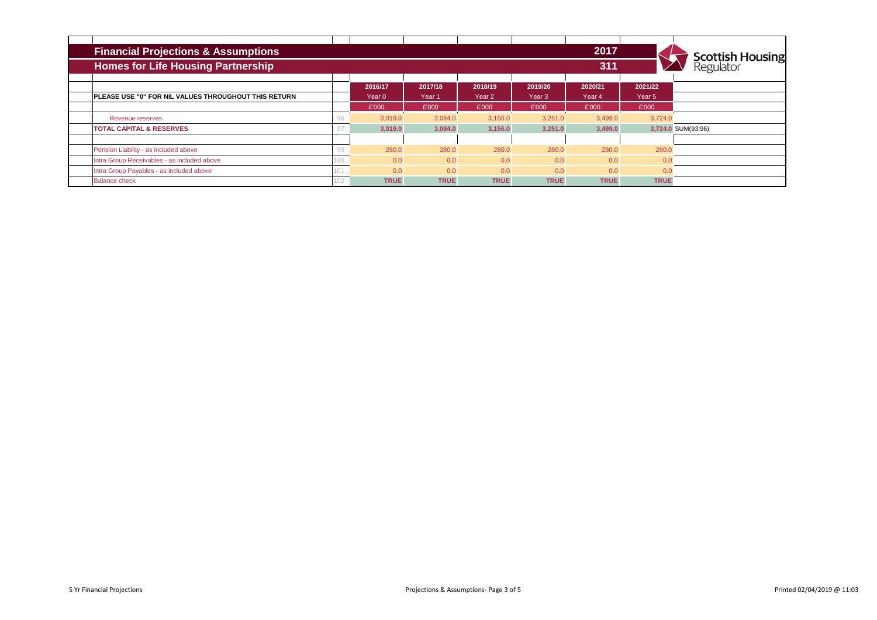## Financial Projections & Assumptions

## Homes for Life Housing Partnership

2017

311

Scottish Housing Regulator

| | | 2016/17 | 2017/18 | 2018/19 | 2019/20 | 2020/21 | 2021/22 | |
|---|---|---|---|---|---|---|---|---|
| **PLEASE USE "0" FOR NIL VALUES THROUGHOUT THIS RETURN** | | Year 0 | Year 1 | Year 2 | Year 3 | Year 4 | Year 5 | |
| | | £'000 | £'000 | £'000 | £'000 | £'000 | £'000 | |
| Revenue reserves | 96 : | 3,019.0 | 3,094.0 | 3,156.0 | 3,251.0 | 3,499.0 | 3,724.0 | |
| **TOTAL CAPITAL & RESERVES** | 97 : | **3,019.0** | **3,094.0** | **3,156.0** | **3,251.0** | **3,499.0** | **3,724.0** | SUM(93:96) |
| | | | | | | | | |
| Pension Liability - as included above | 99 : | 280.0 | 280.0 | 280.0 | 280.0 | 280.0 | 280.0 | |
| Intra Group Receivables - as included above | 100 : | 0.0 | 0.0 | 0.0 | 0.0 | 0.0 | 0.0 | |
| Intra Group Payables - as included above | 101 : | 0.0 | 0.0 | 0.0 | 0.0 | 0.0 | 0.0 | |
| Balance check | 102 : | **TRUE** | **TRUE** | **TRUE** | **TRUE** | **TRUE** | **TRUE** | |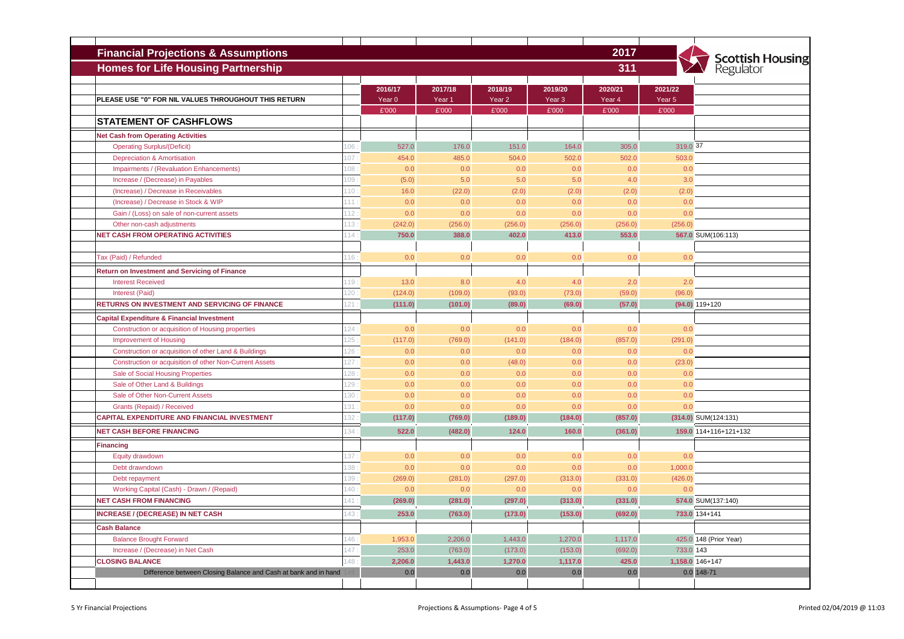# Financial Projections & Assumptions

## Homes for Life Housing Partnership

2017

311

Scottish Housing Regulator

| | | 2016/17 | 2017/18 | 2018/19 | 2019/20 | 2020/21 | 2021/22 | |
|---|---|---|---|---|---|---|---|---|
| **PLEASE USE "0" FOR NIL VALUES THROUGHOUT THIS RETURN** | | Year 0 | Year 1 | Year 2 | Year 3 | Year 4 | Year 5 | |
| | | £'000 | £'000 | £'000 | £'000 | £'000 | £'000 | |
| **STATEMENT OF CASHFLOWS** | | | | | | | | |
| **Net Cash from Operating Activities** | | | | | | | | |
| Operating Surplus/(Deficit) | 106 | 527.0 | 176.0 | 151.0 | 164.0 | 305.0 | 319.0 | 37 |
| Depreciation & Amortisation | 107 | 454.0 | 485.0 | 504.0 | 502.0 | 502.0 | 503.0 | |
| Impairments / (Revaluation Enhancements) | 108 | 0.0 | 0.0 | 0.0 | 0.0 | 0.0 | 0.0 | |
| Increase / (Decrease) in Payables | 109 | (5.0) | 5.0 | 5.0 | 5.0 | 4.0 | 3.0 | |
| (Increase) / Decrease in Receivables | 110 | 16.0 | (22.0) | (2.0) | (2.0) | (2.0) | (2.0) | |
| (Increase) / Decrease in Stock & WIP | 111 | 0.0 | 0.0 | 0.0 | 0.0 | 0.0 | 0.0 | |
| Gain / (Loss) on sale of non-current assets | 112 | 0.0 | 0.0 | 0.0 | 0.0 | 0.0 | 0.0 | |
| Other non-cash adjustments | 113 | (242.0) | (256.0) | (256.0) | (256.0) | (256.0) | (256.0) | |
| **NET CASH FROM OPERATING ACTIVITIES** | 114 | **750.0** | **388.0** | **402.0** | **413.0** | **553.0** | **567.0** | SUM(106:113) |
| Tax (Paid) / Refunded | 116 | 0.0 | 0.0 | 0.0 | 0.0 | 0.0 | 0.0 | |
| **Return on Investment and Servicing of Finance** | | | | | | | | |
| Interest Received | 119 | 13.0 | 8.0 | 4.0 | 4.0 | 2.0 | 2.0 | |
| Interest (Paid) | 120 | (124.0) | (109.0) | (93.0) | (73.0) | (59.0) | (96.0) | |
| **RETURNS ON INVESTMENT AND SERVICING OF FINANCE** | 121 | **(111.0)** | **(101.0)** | **(89.0)** | **(69.0)** | **(57.0)** | **(94.0)** | 119+120 |
| **Capital Expenditure & Financial Investment** | | | | | | | | |
| Construction or acquisition of Housing properties | 124 | 0.0 | 0.0 | 0.0 | 0.0 | 0.0 | 0.0 | |
| Improvement of Housing | 125 | (117.0) | (769.0) | (141.0) | (184.0) | (857.0) | (291.0) | |
| Construction or acquisition of other Land & Buildings | 126 | 0.0 | 0.0 | 0.0 | 0.0 | 0.0 | 0.0 | |
| Construction or acquisition of other Non-Current Assets | 127 | 0.0 | 0.0 | (48.0) | 0.0 | 0.0 | (23.0) | |
| Sale of Social Housing Properties | 128 | 0.0 | 0.0 | 0.0 | 0.0 | 0.0 | 0.0 | |
| Sale of Other Land & Buildings | 129 | 0.0 | 0.0 | 0.0 | 0.0 | 0.0 | 0.0 | |
| Sale of Other Non-Current Assets | 130 | 0.0 | 0.0 | 0.0 | 0.0 | 0.0 | 0.0 | |
| Grants (Repaid) / Received | 131 | 0.0 | 0.0 | 0.0 | 0.0 | 0.0 | 0.0 | |
| **CAPITAL EXPENDITURE AND FINANCIAL INVESTMENT** | 132 | **(117.0)** | **(769.0)** | **(189.0)** | **(184.0)** | **(857.0)** | **(314.0)** | SUM(124:131) |
| **NET CASH BEFORE FINANCING** | 134 | **522.0** | **(482.0)** | **124.0** | **160.0** | **(361.0)** | **159.0** | 114+116+121+132 |
| **Financing** | | | | | | | | |
| Equity drawdown | 137 | 0.0 | 0.0 | 0.0 | 0.0 | 0.0 | 0.0 | |
| Debt drawndown | 138 | 0.0 | 0.0 | 0.0 | 0.0 | 0.0 | 1,000.0 | |
| Debt repayment | 139 | (269.0) | (281.0) | (297.0) | (313.0) | (331.0) | (426.0) | |
| Working Capital (Cash) - Drawn / (Repaid) | 140 | 0.0 | 0.0 | 0.0 | 0.0 | 0.0 | 0.0 | |
| **NET CASH FROM FINANCING** | 141 | **(269.0)** | **(281.0)** | **(297.0)** | **(313.0)** | **(331.0)** | **574.0** | SUM(137:140) |
| **INCREASE / (DECREASE) IN NET CASH** | 143 | **253.0** | **(763.0)** | **(173.0)** | **(153.0)** | **(692.0)** | **733.0** | 134+141 |
| **Cash Balance** | | | | | | | | |
| Balance Brought Forward | 146 | 1,953.0 | 2,206.0 | 1,443.0 | 1,270.0 | 1,117.0 | 425.0 | 148 (Prior Year) |
| Increase / (Decrease) in Net Cash | 147 | 253.0 | (763.0) | (173.0) | (153.0) | (692.0) | 733.0 | 143 |
| **CLOSING BALANCE** | 148 | **2,206.0** | **1,443.0** | **1,270.0** | **1,117.0** | **425.0** | **1,158.0** | 146+147 |
| Difference between Closing Balance and Cash at bank and in hand | 149 | 0.0 | 0.0 | 0.0 | 0.0 | 0.0 | 0.0 | 148-71 |

5 Yr Financial Projections

Printed 02/04/2019 @ 11:03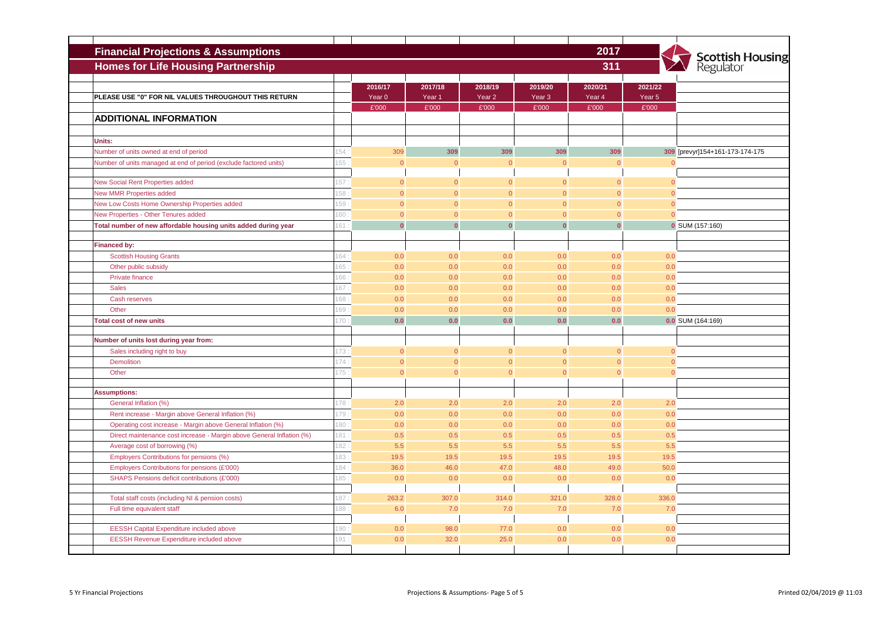# Financial Projections & Assumptions

## Homes for Life Housing Partnership

2017

311

Scottish Housing Regulator

| PLEASE USE "0" FOR NIL VALUES THROUGHOUT THIS RETURN | | 2016/17 Year 0 £'000 | 2017/18 Year 1 £'000 | 2018/19 Year 2 £'000 | 2019/20 Year 3 £'000 | 2020/21 Year 4 £'000 | 2021/22 Year 5 £'000 | |
|---|---|---|---|---|---|---|---|---|
| **ADDITIONAL INFORMATION** | | | | | | | | |
| **Units:** | | | | | | | | |
| Number of units owned at end of period | 154 | 309 | 309 | 309 | 309 | 309 | 309 | [prevyr]154+161-173-174-175 |
| Number of units managed at end of period (exclude factored units) | 155 | 0 | 0 | 0 | 0 | 0 | 0 | |
| New Social Rent Properties added | 157 | 0 | 0 | 0 | 0 | 0 | 0 | |
| New MMR Properties added | 158 | 0 | 0 | 0 | 0 | 0 | 0 | |
| New Low Costs Home Ownership Properties added | 159 | 0 | 0 | 0 | 0 | 0 | 0 | |
| New Properties - Other Tenures added | 160 | 0 | 0 | 0 | 0 | 0 | 0 | |
| **Total number of new affordable housing units added during year** | 161 | 0 | 0 | 0 | 0 | 0 | 0 | SUM (157:160) |
| **Financed by:** | | | | | | | | |
| Scottish Housing Grants | 164 | 0.0 | 0.0 | 0.0 | 0.0 | 0.0 | 0.0 | |
| Other public subsidy | 165 | 0.0 | 0.0 | 0.0 | 0.0 | 0.0 | 0.0 | |
| Private finance | 166 | 0.0 | 0.0 | 0.0 | 0.0 | 0.0 | 0.0 | |
| Sales | 167 | 0.0 | 0.0 | 0.0 | 0.0 | 0.0 | 0.0 | |
| Cash reserves | 168 | 0.0 | 0.0 | 0.0 | 0.0 | 0.0 | 0.0 | |
| Other | 169 | 0.0 | 0.0 | 0.0 | 0.0 | 0.0 | 0.0 | |
| **Total cost of new units** | 170 | 0.0 | 0.0 | 0.0 | 0.0 | 0.0 | 0.0 | SUM (164:169) |
| **Number of units lost during year from:** | | | | | | | | |
| Sales including right to buy | 173 | 0 | 0 | 0 | 0 | 0 | 0 | |
| Demolition | 174 | 0 | 0 | 0 | 0 | 0 | 0 | |
| Other | 175 | 0 | 0 | 0 | 0 | 0 | 0 | |
| **Assumptions:** | | | | | | | | |
| General Inflation (%) | 178 | 2.0 | 2.0 | 2.0 | 2.0 | 2.0 | 2.0 | |
| Rent increase - Margin above General Inflation (%) | 179 | 0.0 | 0.0 | 0.0 | 0.0 | 0.0 | 0.0 | |
| Operating cost increase - Margin above General Inflation (%) | 180 | 0.0 | 0.0 | 0.0 | 0.0 | 0.0 | 0.0 | |
| Direct maintenance cost increase - Margin above General Inflation (%) | 181 | 0.5 | 0.5 | 0.5 | 0.5 | 0.5 | 0.5 | |
| Average cost of borrowing (%) | 182 | 5.5 | 5.5 | 5.5 | 5.5 | 5.5 | 5.5 | |
| Employers Contributions for pensions (%) | 183 | 19.5 | 19.5 | 19.5 | 19.5 | 19.5 | 19.5 | |
| Employers Contributions for pensions (£'000) | 184 | 36.0 | 46.0 | 47.0 | 48.0 | 49.0 | 50.0 | |
| SHAPS Pensions deficit contributions (£'000) | 185 | 0.0 | 0.0 | 0.0 | 0.0 | 0.0 | 0.0 | |
| Total staff costs (including NI & pension costs) | 187 | 263.2 | 307.0 | 314.0 | 321.0 | 328.0 | 336.0 | |
| Full time equivalent staff | 188 | 6.0 | 7.0 | 7.0 | 7.0 | 7.0 | 7.0 | |
| EESSH Capital Expenditure included above | 190 | 0.0 | 98.0 | 77.0 | 0.0 | 0.0 | 0.0 | |
| EESSH Revenue Expenditure included above | 191 | 0.0 | 32.0 | 25.0 | 0.0 | 0.0 | 0.0 | |